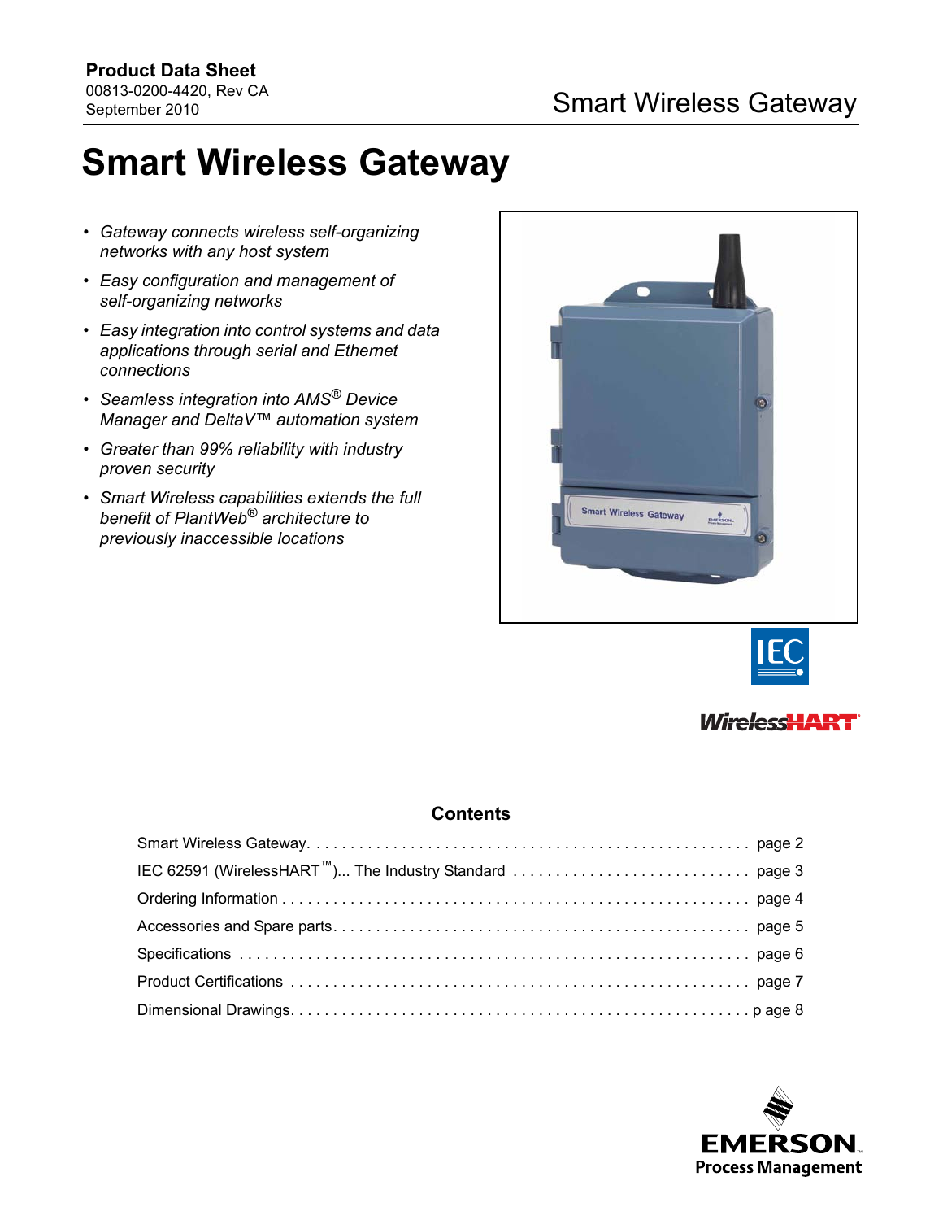**Product Data Sheet**
00813-0200-4420, Rev CA
September 2010

# Smart Wireless Gateway

- *Gateway connects wireless self-organizing networks with any host system*
- *Easy configuration and management of self-organizing networks*
- *Easy integration into control systems and data applications through serial and Ethernet connections*
- *Seamless integration into AMS® Device Manager and DeltaV™ automation system*
- *Greater than 99% reliability with industry proven security*
- *Smart Wireless capabilities extends the full benefit of PlantWeb® architecture to previously inaccessible locations*

## Contents

| | |
|---|---|
| Smart Wireless Gateway | page 2 |
| IEC 62591 (WirelessHART™)... The Industry Standard | page 3 |
| Ordering Information | page 4 |
| Accessories and Spare parts | page 5 |
| Specifications | page 6 |
| Product Certifications | page 7 |
| Dimensional Drawings | page 8 |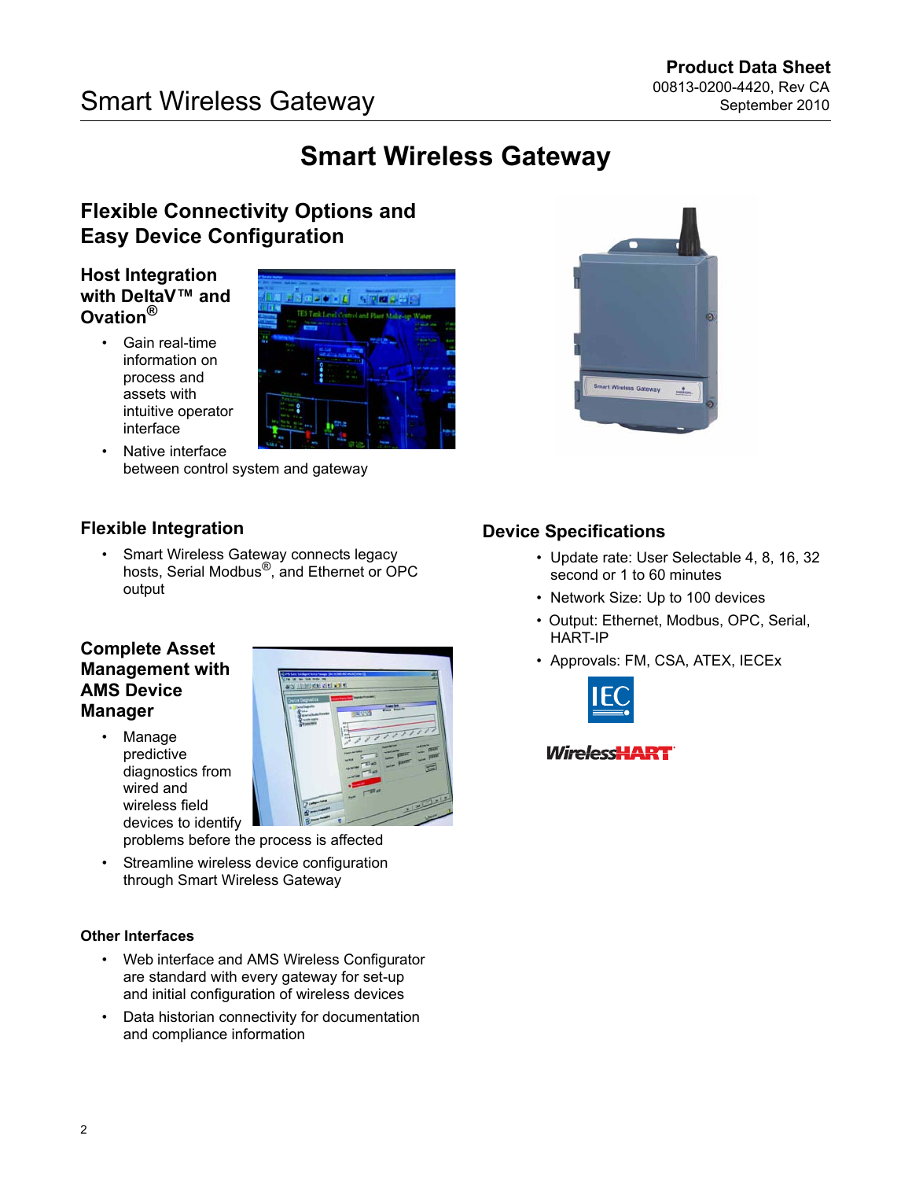# Smart Wireless Gateway

## Flexible Connectivity Options and Easy Device Configuration

### Host Integration with DeltaV™ and Ovation®

- Gain real-time information on process and assets with intuitive operator interface
- Native interface between control system and gateway

### Flexible Integration

- Smart Wireless Gateway connects legacy hosts, Serial Modbus®, and Ethernet or OPC output

### Complete Asset Management with AMS Device Manager

- Manage predictive diagnostics from wired and wireless field devices to identify problems before the process is affected
- Streamline wireless device configuration through Smart Wireless Gateway

#### Other Interfaces

- Web interface and AMS Wireless Configurator are standard with every gateway for set-up and initial configuration of wireless devices
- Data historian connectivity for documentation and compliance information

### Device Specifications

- Update rate: User Selectable 4, 8, 16, 32 second or 1 to 60 minutes
- Network Size: Up to 100 devices
- Output: Ethernet, Modbus, OPC, Serial, HART-IP
- Approvals: FM, CSA, ATEX, IECEx

IEC

WirelessHART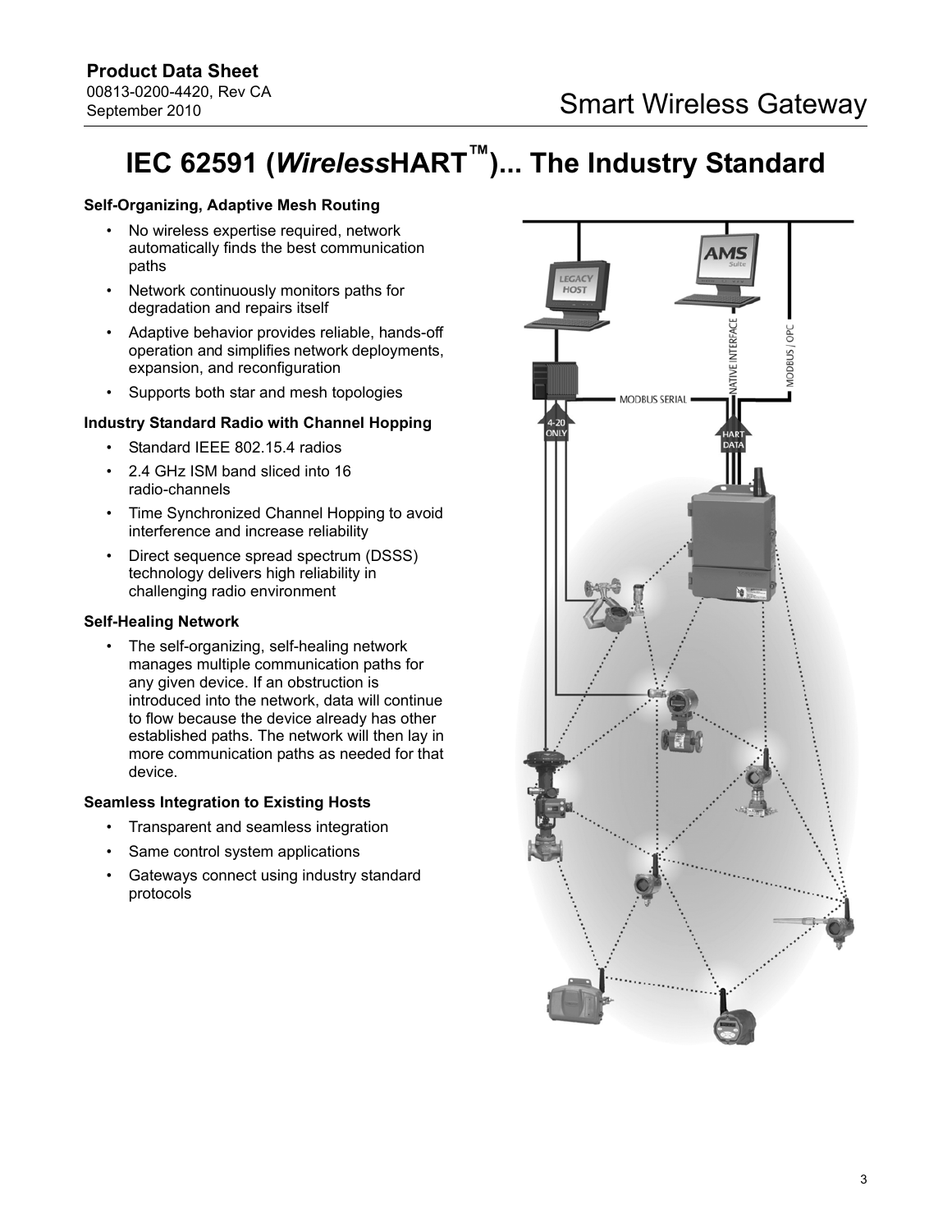# IEC 62591 (*Wireless*HART™)... The Industry Standard

**Self-Organizing, Adaptive Mesh Routing**

- No wireless expertise required, network automatically finds the best communication paths
- Network continuously monitors paths for degradation and repairs itself
- Adaptive behavior provides reliable, hands-off operation and simplifies network deployments, expansion, and reconfiguration
- Supports both star and mesh topologies

**Industry Standard Radio with Channel Hopping**

- Standard IEEE 802.15.4 radios
- 2.4 GHz ISM band sliced into 16 radio-channels
- Time Synchronized Channel Hopping to avoid interference and increase reliability
- Direct sequence spread spectrum (DSSS) technology delivers high reliability in challenging radio environment

**Self-Healing Network**

- The self-organizing, self-healing network manages multiple communication paths for any given device. If an obstruction is introduced into the network, data will continue to flow because the device already has other established paths. The network will then lay in more communication paths as needed for that device.

**Seamless Integration to Existing Hosts**

- Transparent and seamless integration
- Same control system applications
- Gateways connect using industry standard protocols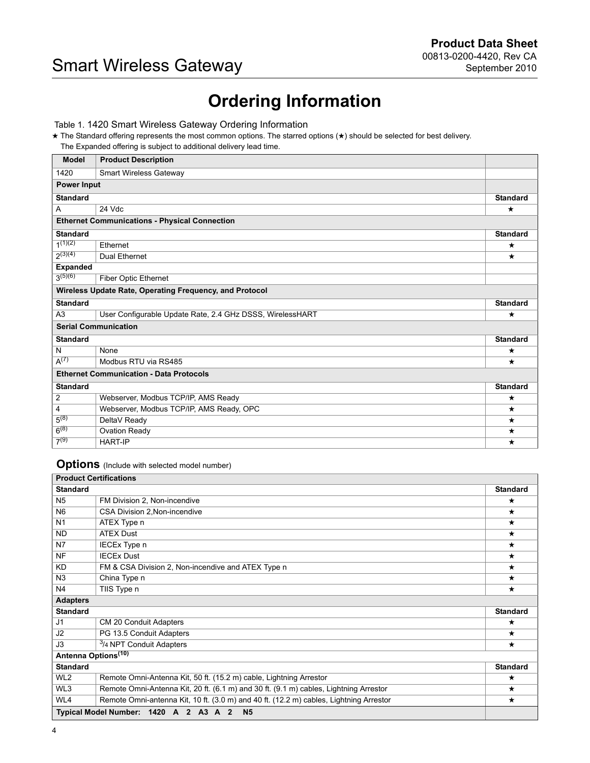# Ordering Information

Table 1. 1420 Smart Wireless Gateway Ordering Information

★ The Standard offering represents the most common options. The starred options (★) should be selected for best delivery.
The Expanded offering is subject to additional delivery lead time.

| Model | Product Description | |
|---|---|---|
| 1420 | Smart Wireless Gateway | |
| **Power Input** | | |
| **Standard** | | **Standard** |
| A | 24 Vdc | ★ |
| **Ethernet Communications - Physical Connection** | | |
| **Standard** | | **Standard** |
| 1[(1)(2)] | Ethernet | ★ |
| 2[(3)(4)] | Dual Ethernet | ★ |
| **Expanded** | | |
| 3[(5)(6)] | Fiber Optic Ethernet | |
| **Wireless Update Rate, Operating Frequency, and Protocol** | | |
| **Standard** | | **Standard** |
| A3 | User Configurable Update Rate, 2.4 GHz DSSS, WirelessHART | ★ |
| **Serial Communication** | | |
| **Standard** | | **Standard** |
| N | None | ★ |
| A[(7)] | Modbus RTU via RS485 | ★ |
| **Ethernet Communication - Data Protocols** | | |
| **Standard** | | **Standard** |
| 2 | Webserver, Modbus TCP/IP, AMS Ready | ★ |
| 4 | Webserver, Modbus TCP/IP, AMS Ready, OPC | ★ |
| 5[(8)] | DeltaV Ready | ★ |
| 6[(8)] | Ovation Ready | ★ |
| 7[(9)] | HART-IP | ★ |

## Options (Include with selected model number)

| **Product Certifications** | | |
|---|---|---|
| **Standard** | | **Standard** |
| N5 | FM Division 2, Non-incendive | ★ |
| N6 | CSA Division 2,Non-incendive | ★ |
| N1 | ATEX Type n | ★ |
| ND | ATEX Dust | ★ |
| N7 | IECEx Type n | ★ |
| NF | IECEx Dust | ★ |
| KD | FM & CSA Division 2, Non-incendive and ATEX Type n | ★ |
| N3 | China Type n | ★ |
| N4 | TIIS Type n | ★ |
| **Adapters** | | |
| **Standard** | | **Standard** |
| J1 | CM 20 Conduit Adapters | ★ |
| J2 | PG 13.5 Conduit Adapters | ★ |
| J3 | 3/4 NPT Conduit Adapters | ★ |
| **Antenna Options[(10)]** | | |
| **Standard** | | **Standard** |
| WL2 | Remote Omni-Antenna Kit, 50 ft. (15.2 m) cable, Lightning Arrestor | ★ |
| WL3 | Remote Omni-Antenna Kit, 20 ft. (6.1 m) and 30 ft. (9.1 m) cables, Lightning Arrestor | ★ |
| WL4 | Remote Omni-antenna Kit, 10 ft. (3.0 m) and 40 ft. (12.2 m) cables, Lightning Arrestor | ★ |
| **Typical Model Number: 1420 A 2 A3 A 2 N5** | | |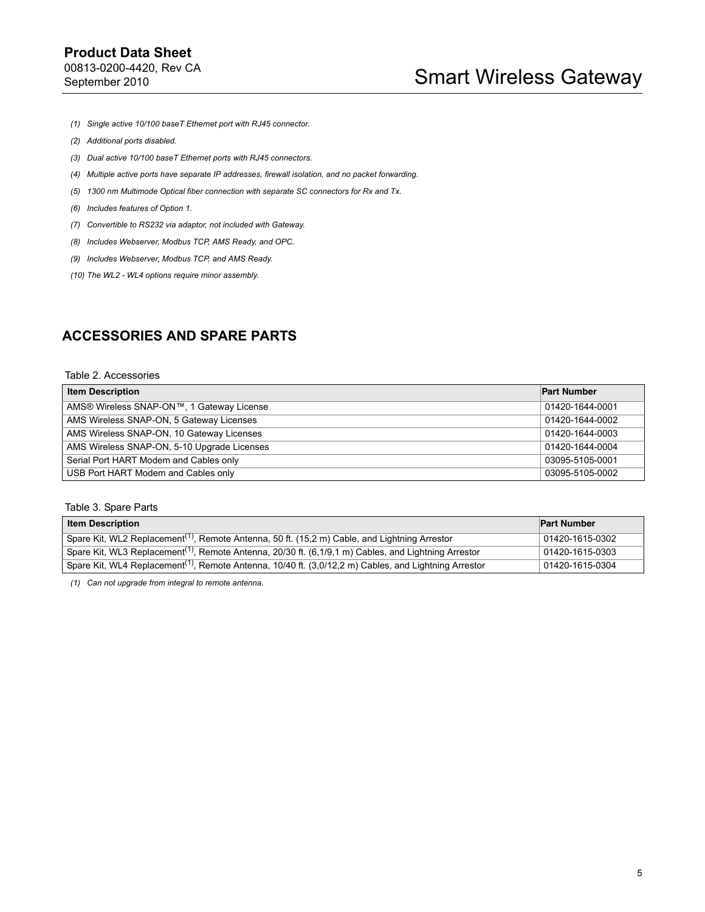(1) *Single active 10/100 baseT Ethernet port with RJ45 connector.*

(2) *Additional ports disabled.*

(3) *Dual active 10/100 baseT Ethernet ports with RJ45 connectors.*

(4) *Multiple active ports have separate IP addresses, firewall isolation, and no packet forwarding.*

(5) *1300 nm Multimode Optical fiber connection with separate SC connectors for Rx and Tx.*

(6) *Includes features of Option 1.*

(7) *Convertible to RS232 via adaptor, not included with Gateway.*

(8) *Includes Webserver, Modbus TCP, AMS Ready, and OPC.*

(9) *Includes Webserver, Modbus TCP, and AMS Ready.*

(10) *The WL2 - WL4 options require minor assembly.*

## ACCESSORIES AND SPARE PARTS

Table 2. Accessories

| Item Description | Part Number |
|---|---|
| AMS® Wireless SNAP-ON™, 1 Gateway License | 01420-1644-0001 |
| AMS Wireless SNAP-ON, 5 Gateway Licenses | 01420-1644-0002 |
| AMS Wireless SNAP-ON, 10 Gateway Licenses | 01420-1644-0003 |
| AMS Wireless SNAP-ON, 5-10 Upgrade Licenses | 01420-1644-0004 |
| Serial Port HART Modem and Cables only | 03095-5105-0001 |
| USB Port HART Modem and Cables only | 03095-5105-0002 |

Table 3. Spare Parts

| Item Description | Part Number |
|---|---|
| Spare Kit, WL2 Replacement(1), Remote Antenna, 50 ft. (15,2 m) Cable, and Lightning Arrestor | 01420-1615-0302 |
| Spare Kit, WL3 Replacement(1), Remote Antenna, 20/30 ft. (6,1/9,1 m) Cables, and Lightning Arrestor | 01420-1615-0303 |
| Spare Kit, WL4 Replacement(1), Remote Antenna, 10/40 ft. (3,0/12,2 m) Cables, and Lightning Arrestor | 01420-1615-0304 |

(1) *Can not upgrade from integral to remote antenna.*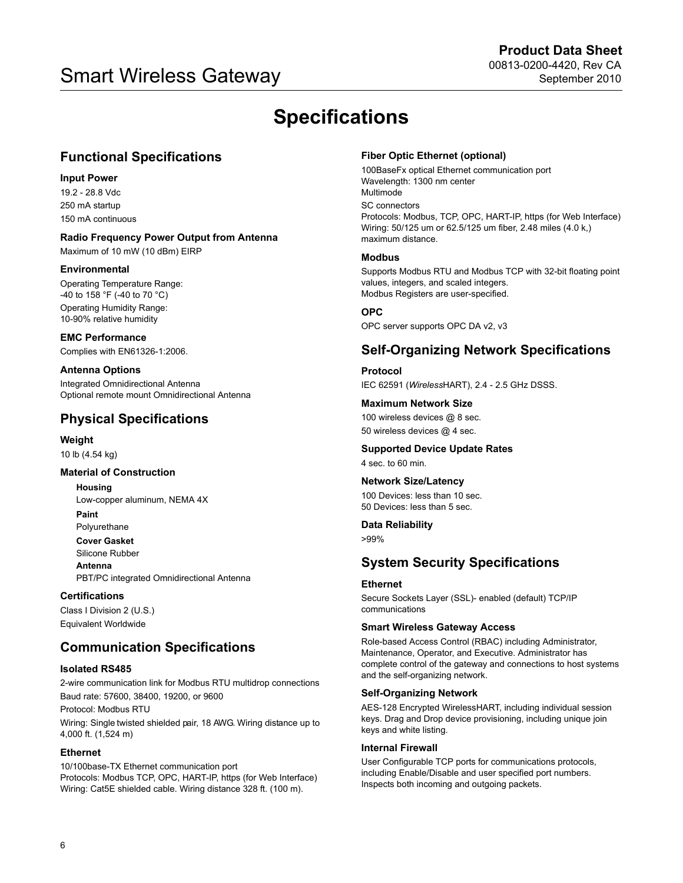# Specifications

## Functional Specifications

### Input Power

19.2 - 28.8 Vdc

250 mA startup

150 mA continuous

### Radio Frequency Power Output from Antenna

Maximum of 10 mW (10 dBm) EIRP

### Environmental

Operating Temperature Range:
-40 to 158 °F (-40 to 70 °C)

Operating Humidity Range:
10-90% relative humidity

### EMC Performance

Complies with EN61326-1:2006.

### Antenna Options

Integrated Omnidirectional Antenna
Optional remote mount Omnidirectional Antenna

## Physical Specifications

### Weight

10 lb (4.54 kg)

### Material of Construction

**Housing**
Low-copper aluminum, NEMA 4X

**Paint**
Polyurethane

**Cover Gasket**
Silicone Rubber

**Antenna**
PBT/PC integrated Omnidirectional Antenna

### Certifications

Class I Division 2 (U.S.)
Equivalent Worldwide

## Communication Specifications

### Isolated RS485

2-wire communication link for Modbus RTU multidrop connections

Baud rate: 57600, 38400, 19200, or 9600

Protocol: Modbus RTU

Wiring: Single twisted shielded pair, 18 AWG. Wiring distance up to 4,000 ft. (1,524 m)

### Ethernet

10/100base-TX Ethernet communication port
Protocols: Modbus TCP, OPC, HART-IP, https (for Web Interface)
Wiring: Cat5E shielded cable. Wiring distance 328 ft. (100 m).

### Fiber Optic Ethernet (optional)

100BaseFx optical Ethernet communication port
Wavelength: 1300 nm center
Multimode

SC connectors
Protocols: Modbus, TCP, OPC, HART-IP, https (for Web Interface)
Wiring: 50/125 um or 62.5/125 um fiber, 2.48 miles (4.0 k,) maximum distance.

### Modbus

Supports Modbus RTU and Modbus TCP with 32-bit floating point values, integers, and scaled integers.
Modbus Registers are user-specified.

### OPC

OPC server supports OPC DA v2, v3

## Self-Organizing Network Specifications

### Protocol

IEC 62591 (*Wireless*HART), 2.4 - 2.5 GHz DSSS.

### Maximum Network Size

100 wireless devices @ 8 sec.

50 wireless devices @ 4 sec.

### Supported Device Update Rates

4 sec. to 60 min.

### Network Size/Latency

100 Devices: less than 10 sec.
50 Devices: less than 5 sec.

### Data Reliability

>99%

## System Security Specifications

### Ethernet

Secure Sockets Layer (SSL)- enabled (default) TCP/IP communications

### Smart Wireless Gateway Access

Role-based Access Control (RBAC) including Administrator, Maintenance, Operator, and Executive. Administrator has complete control of the gateway and connections to host systems and the self-organizing network.

### Self-Organizing Network

AES-128 Encrypted WirelessHART, including individual session keys. Drag and Drop device provisioning, including unique join keys and white listing.

### Internal Firewall

User Configurable TCP ports for communications protocols, including Enable/Disable and user specified port numbers. Inspects both incoming and outgoing packets.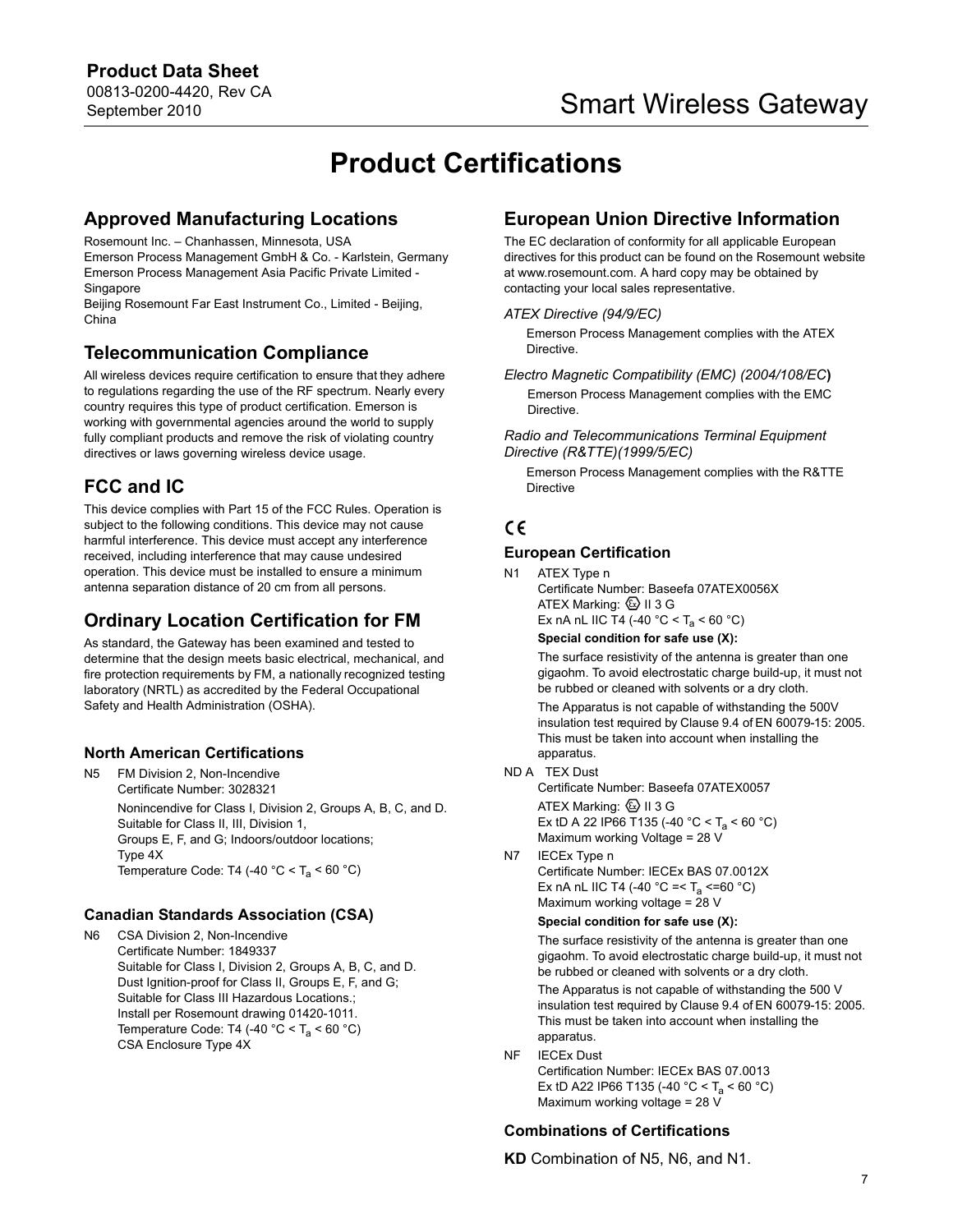# Product Certifications

## Approved Manufacturing Locations

Rosemount Inc. – Chanhassen, Minnesota, USA
Emerson Process Management GmbH & Co. - Karlstein, Germany
Emerson Process Management Asia Pacific Private Limited - Singapore
Beijing Rosemount Far East Instrument Co., Limited - Beijing, China

## Telecommunication Compliance

All wireless devices require certification to ensure that they adhere to regulations regarding the use of the RF spectrum. Nearly every country requires this type of product certification. Emerson is working with governmental agencies around the world to supply fully compliant products and remove the risk of violating country directives or laws governing wireless device usage.

## FCC and IC

This device complies with Part 15 of the FCC Rules. Operation is subject to the following conditions. This device may not cause harmful interference. This device must accept any interference received, including interference that may cause undesired operation. This device must be installed to ensure a minimum antenna separation distance of 20 cm from all persons.

## Ordinary Location Certification for FM

As standard, the Gateway has been examined and tested to determine that the design meets basic electrical, mechanical, and fire protection requirements by FM, a nationally recognized testing laboratory (NRTL) as accredited by the Federal Occupational Safety and Health Administration (OSHA).

### North American Certifications

N5 FM Division 2, Non-Incendive
Certificate Number: 3028321
Nonincendive for Class I, Division 2, Groups A, B, C, and D.
Suitable for Class II, III, Division 1,
Groups E, F, and G; Indoors/outdoor locations;
Type 4X
Temperature Code: T4 (-40 °C < $T_a$ < 60 °C)

### Canadian Standards Association (CSA)

N6 CSA Division 2, Non-Incendive
Certificate Number: 1849337
Suitable for Class I, Division 2, Groups A, B, C, and D.
Dust Ignition-proof for Class II, Groups E, F, and G;
Suitable for Class III Hazardous Locations.;
Install per Rosemount drawing 01420-1011.
Temperature Code: T4 (-40 °C < $T_a$ < 60 °C)
CSA Enclosure Type 4X

## European Union Directive Information

The EC declaration of conformity for all applicable European directives for this product can be found on the Rosemount website at www.rosemount.com. A hard copy may be obtained by contacting your local sales representative.

*ATEX Directive (94/9/EC)*

Emerson Process Management complies with the ATEX Directive.

*Electro Magnetic Compatibility (EMC) (2004/108/EC)*

Emerson Process Management complies with the EMC Directive.

*Radio and Telecommunications Terminal Equipment Directive (R&TTE)(1999/5/EC)*

Emerson Process Management complies with the R&TTE Directive

CE

### European Certification

N1 ATEX Type n
Certificate Number: Baseefa 07ATEX0056X
ATEX Marking: Ex II 3 G
Ex nA nL IIC T4 (-40 °C < $T_a$ < 60 °C)

**Special condition for safe use (X):**

The surface resistivity of the antenna is greater than one gigaohm. To avoid electrostatic charge build-up, it must not be rubbed or cleaned with solvents or a dry cloth.

The Apparatus is not capable of withstanding the 500V insulation test required by Clause 9.4 of EN 60079-15: 2005. This must be taken into account when installing the apparatus.

ND A TEX Dust
Certificate Number: Baseefa 07ATEX0057
ATEX Marking: Ex II 3 G
Ex tD A 22 IP66 T135 (-40 °C < $T_a$ < 60 °C)
Maximum working Voltage = 28 V

N7 IECEx Type n
Certificate Number: IECEx BAS 07.0012X
Ex nA nL IIC T4 (-40 °C =< $T_a$ <=60 °C)
Maximum working voltage = 28 V

**Special condition for safe use (X):**

The surface resistivity of the antenna is greater than one gigaohm. To avoid electrostatic charge build-up, it must not be rubbed or cleaned with solvents or a dry cloth.

The Apparatus is not capable of withstanding the 500 V insulation test required by Clause 9.4 of EN 60079-15: 2005. This must be taken into account when installing the apparatus.

NF IECEx Dust
Certification Number: IECEx BAS 07.0013
Ex tD A22 IP66 T135 (-40 °C < $T_a$ < 60 °C)
Maximum working voltage = 28 V

### Combinations of Certifications

**KD** Combination of N5, N6, and N1.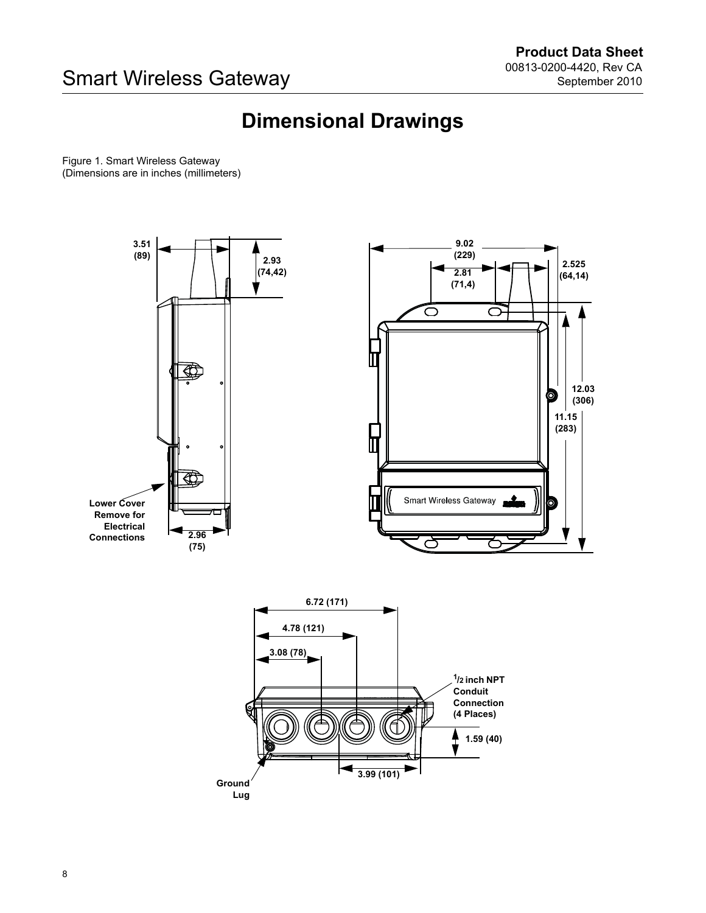# Dimensional Drawings

Figure 1. Smart Wireless Gateway
(Dimensions are in inches (millimeters)

3.51 (89)

2.93 (74,42)

Lower Cover Remove for Electrical Connections

2.96 (75)

9.02 (229)

2.81 (71,4)

2.525 (64,14)

12.03 (306)

11.15 (283)

Smart Wireless Gateway

6.72 (171)

4.78 (121)

3.08 (78)

1/2 inch NPT Conduit Connection (4 Places)

1.59 (40)

3.99 (101)

Ground Lug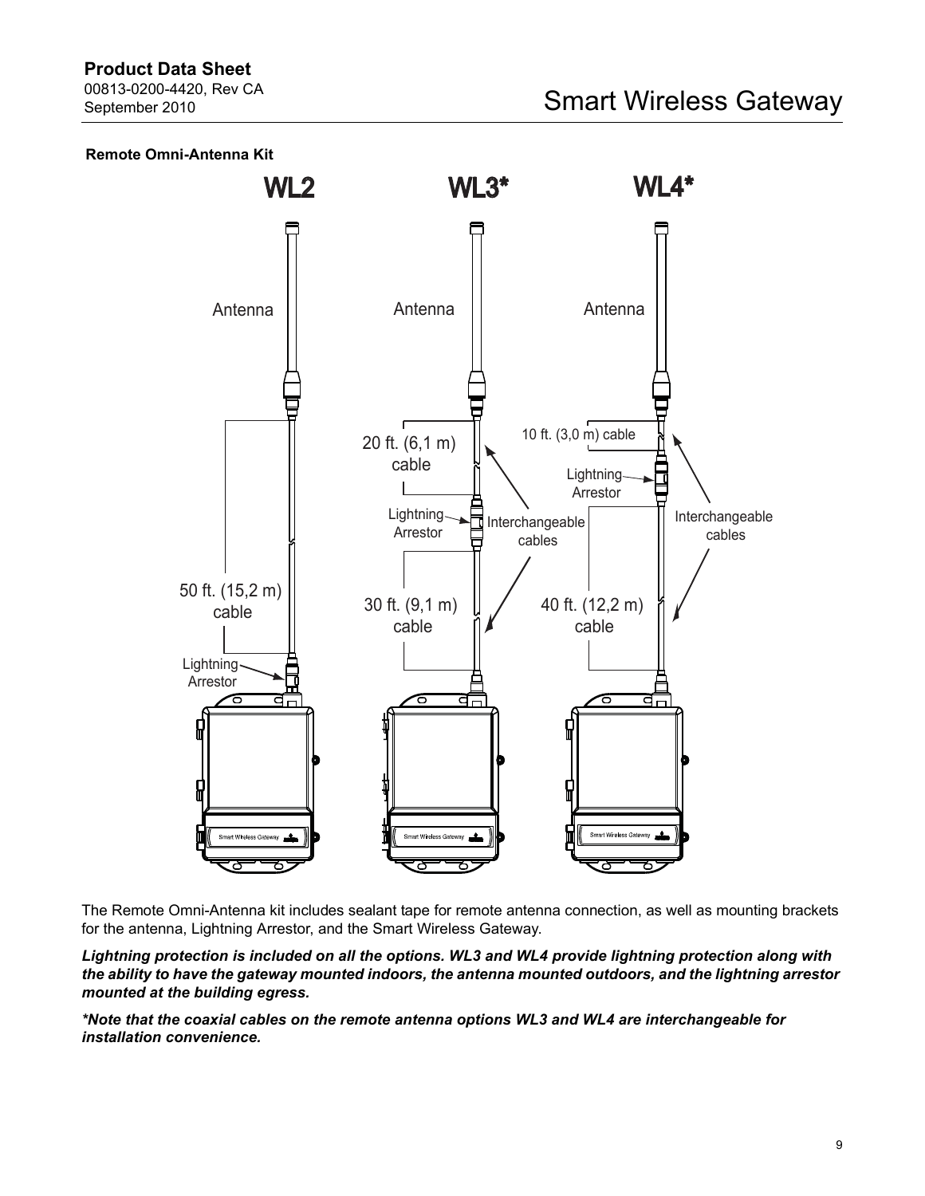### Remote Omni-Antenna Kit

WL2 WL3* WL4*

Antenna Antenna Antenna

50 ft. (15,2 m) cable

Lightning Arrestor

20 ft. (6,1 m) cable

Lightning Arrestor

30 ft. (9,1 m) cable

Interchangeable cables

10 ft. (3,0 m) cable

Lightning Arrestor

40 ft. (12,2 m) cable

Interchangeable cables

The Remote Omni-Antenna kit includes sealant tape for remote antenna connection, as well as mounting brackets for the antenna, Lightning Arrestor, and the Smart Wireless Gateway.

***Lightning protection is included on all the options. WL3 and WL4 provide lightning protection along with the ability to have the gateway mounted indoors, the antenna mounted outdoors, and the lightning arrestor mounted at the building egress.***

****Note that the coaxial cables on the remote antenna options WL3 and WL4 are interchangeable for installation convenience.***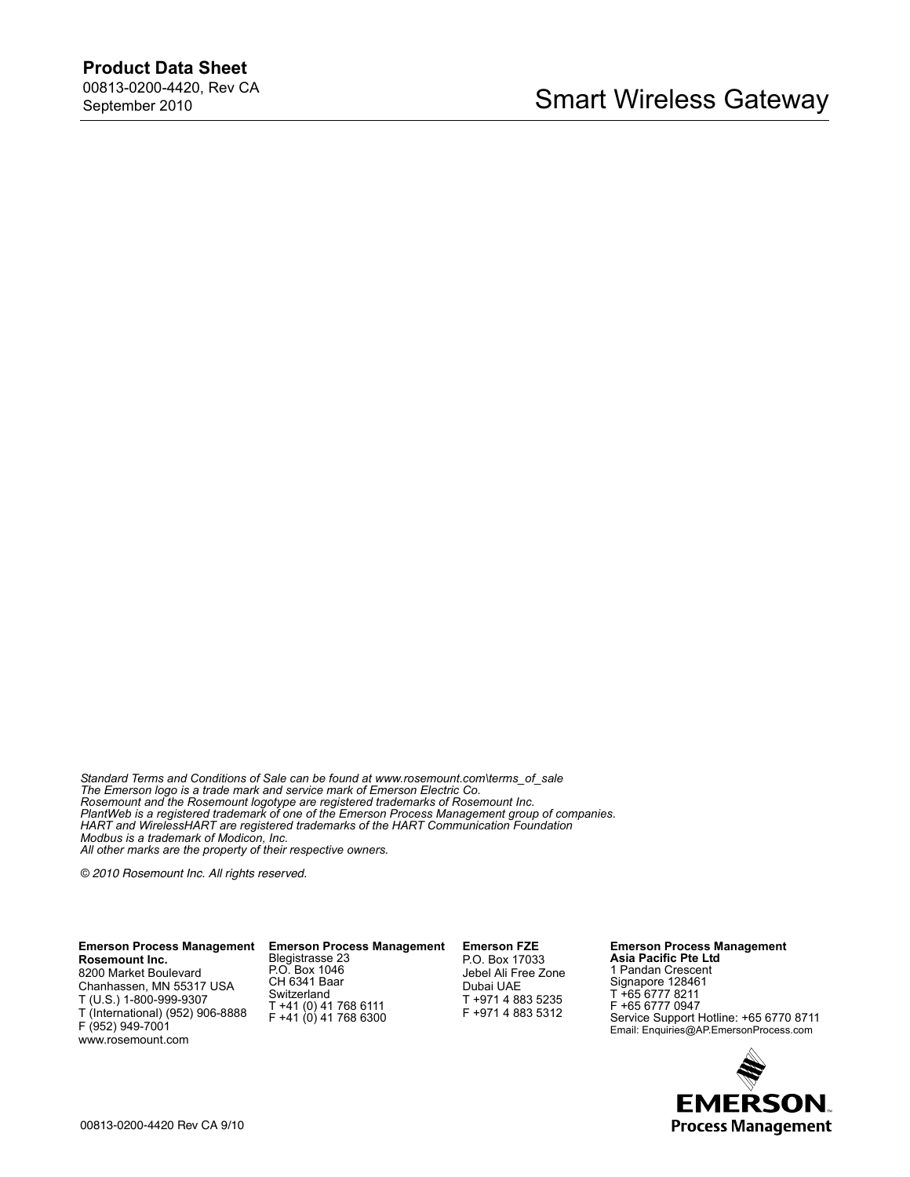*Standard Terms and Conditions of Sale can be found at www.rosemount.com\terms_of_sale*
*The Emerson logo is a trade mark and service mark of Emerson Electric Co.*
*Rosemount and the Rosemount logotype are registered trademarks of Rosemount Inc.*
*PlantWeb is a registered trademark of one of the Emerson Process Management group of companies.*
*HART and WirelessHART are registered trademarks of the HART Communication Foundation*
*Modbus is a trademark of Modicon, Inc.*
*All other marks are the property of their respective owners.*

*© 2010 Rosemount Inc. All rights reserved.*

**Emerson Process Management**
**Rosemount Inc.**
8200 Market Boulevard
Chanhassen, MN 55317 USA
T (U.S.) 1-800-999-9307
T (International) (952) 906-8888
F (952) 949-7001
www.rosemount.com

**Emerson Process Management**
Blegistrasse 23
P.O. Box 1046
CH 6341 Baar
Switzerland
T +41 (0) 41 768 6111
F +41 (0) 41 768 6300

**Emerson FZE**
P.O. Box 17033
Jebel Ali Free Zone
Dubai UAE
T +971 4 883 5235
F +971 4 883 5312

**Emerson Process Management**
**Asia Pacific Pte Ltd**
1 Pandan Crescent
Signapore 128461
T +65 6777 8211
F +65 6777 0947
Service Support Hotline: +65 6770 8711
Email: Enquiries@AP.EmersonProcess.com

EMERSON. Process Management

00813-0200-4420 Rev CA 9/10